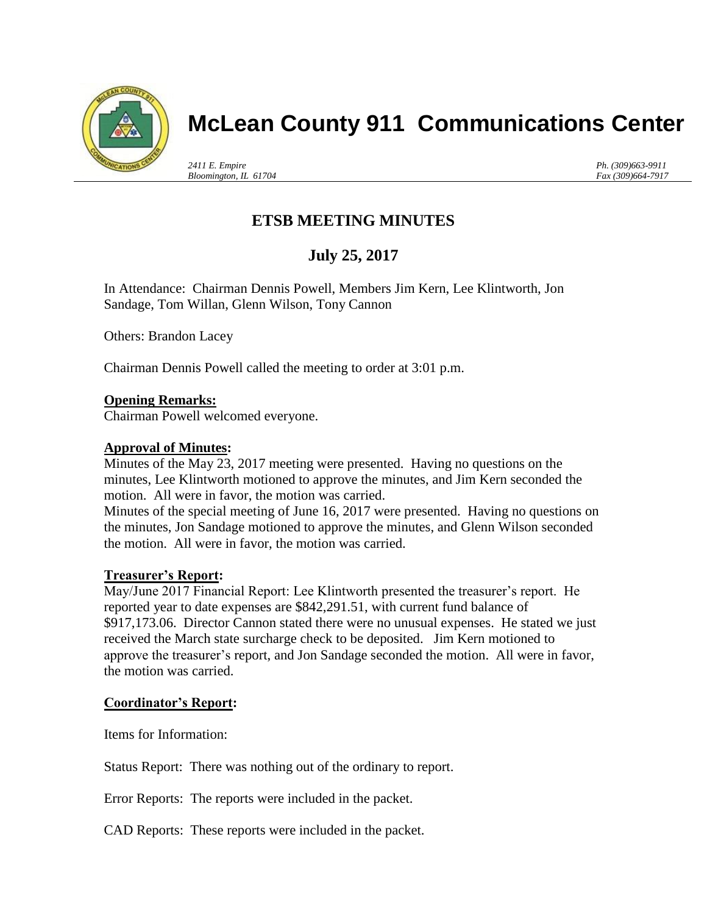# McLean County 911 Communications Center

*2411 E. Empire*
*Bloomington, IL 61704*

*Ph. (309)663-9911*
*Fax (309)664-7917*

## ETSB MEETING MINUTES

## July 25, 2017

In Attendance: Chairman Dennis Powell, Members Jim Kern, Lee Klintworth, Jon Sandage, Tom Willan, Glenn Wilson, Tony Cannon

Others: Brandon Lacey

Chairman Dennis Powell called the meeting to order at 3:01 p.m.

**Opening Remarks:**
Chairman Powell welcomed everyone.

**Approval of Minutes:**
Minutes of the May 23, 2017 meeting were presented. Having no questions on the minutes, Lee Klintworth motioned to approve the minutes, and Jim Kern seconded the motion. All were in favor, the motion was carried.
Minutes of the special meeting of June 16, 2017 were presented. Having no questions on the minutes, Jon Sandage motioned to approve the minutes, and Glenn Wilson seconded the motion. All were in favor, the motion was carried.

**Treasurer's Report:**
May/June 2017 Financial Report: Lee Klintworth presented the treasurer's report. He reported year to date expenses are $842,291.51, with current fund balance of $917,173.06. Director Cannon stated there were no unusual expenses. He stated we just received the March state surcharge check to be deposited. Jim Kern motioned to approve the treasurer's report, and Jon Sandage seconded the motion. All were in favor, the motion was carried.

**Coordinator's Report:**

Items for Information:

Status Report: There was nothing out of the ordinary to report.

Error Reports: The reports were included in the packet.

CAD Reports: These reports were included in the packet.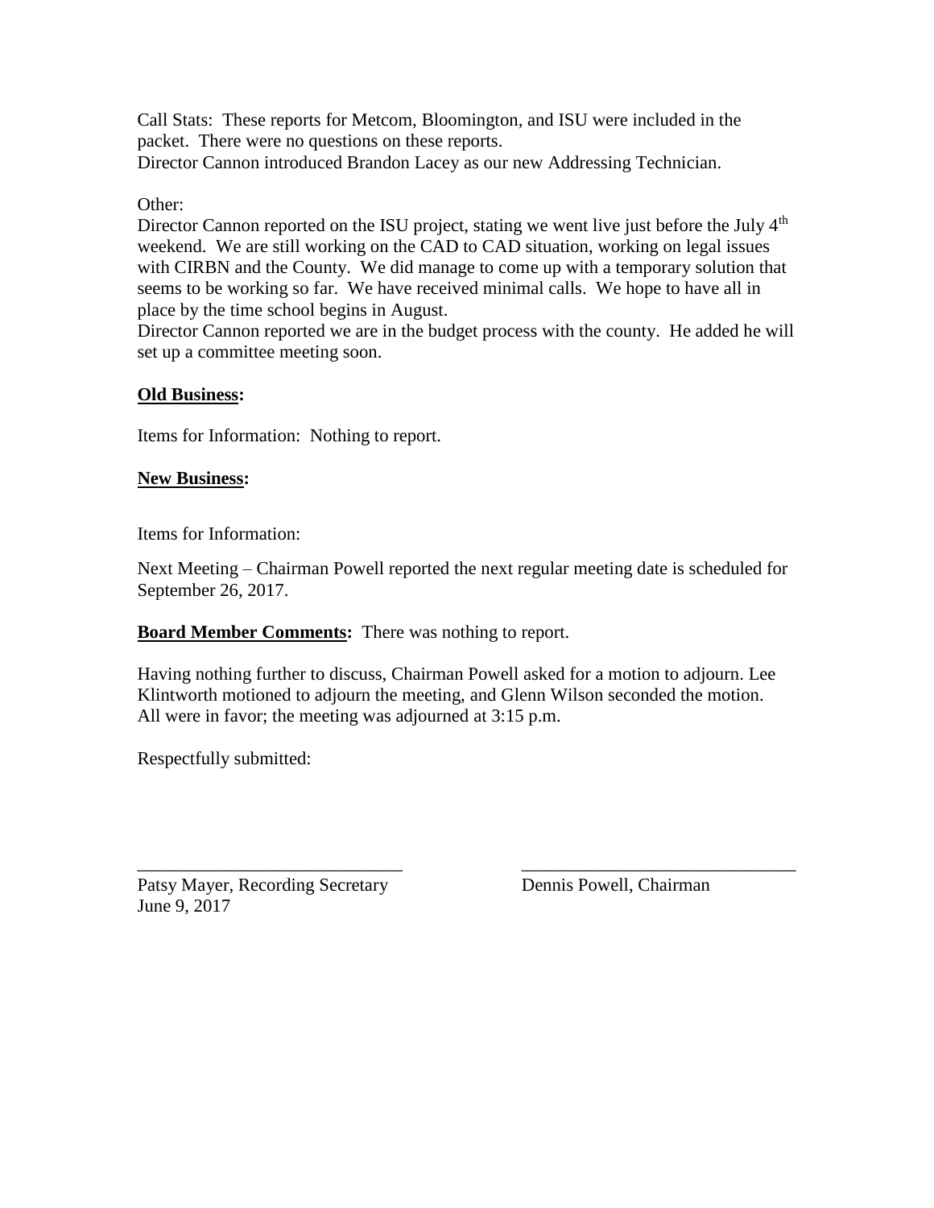Call Stats: These reports for Metcom, Bloomington, and ISU were included in the packet. There were no questions on these reports.
Director Cannon introduced Brandon Lacey as our new Addressing Technician.

Other:
Director Cannon reported on the ISU project, stating we went live just before the July 4th weekend. We are still working on the CAD to CAD situation, working on legal issues with CIRBN and the County. We did manage to come up with a temporary solution that seems to be working so far. We have received minimal calls. We hope to have all in place by the time school begins in August.
Director Cannon reported we are in the budget process with the county. He added he will set up a committee meeting soon.

**Old Business:**

Items for Information: Nothing to report.

**New Business:**

Items for Information:

Next Meeting – Chairman Powell reported the next regular meeting date is scheduled for September 26, 2017.

**Board Member Comments:** There was nothing to report.

Having nothing further to discuss, Chairman Powell asked for a motion to adjourn. Lee Klintworth motioned to adjourn the meeting, and Glenn Wilson seconded the motion. All were in favor; the meeting was adjourned at 3:15 p.m.

Respectfully submitted:

\_\_\_\_\_\_\_\_\_\_\_\_\_\_\_\_\_\_\_\_\_\_\_\_\_\_\_\_\_\_
Patsy Mayer, Recording Secretary
June 9, 2017

\_\_\_\_\_\_\_\_\_\_\_\_\_\_\_\_\_\_\_\_\_\_\_\_\_\_\_\_\_\_
Dennis Powell, Chairman